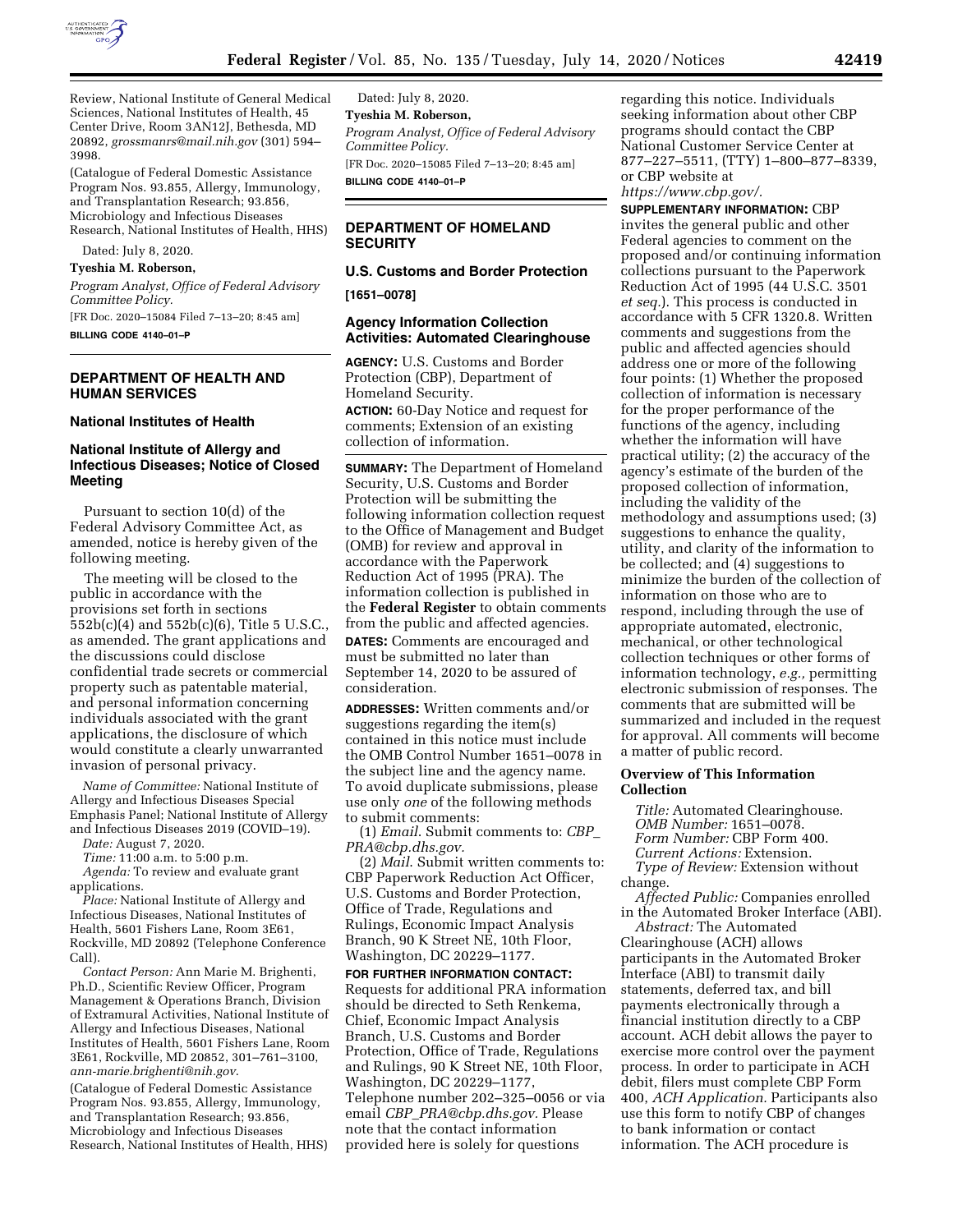Review, National Institute of General Medical Sciences, National Institutes of Health, 45 Center Drive, Room 3AN12J, Bethesda, MD 20892, *grossmanrs@mail.nih.gov* (301) 594–3998.

(Catalogue of Federal Domestic Assistance Program Nos. 93.855, Allergy, Immunology, and Transplantation Research; 93.856, Microbiology and Infectious Diseases Research, National Institutes of Health, HHS)

Dated: July 8, 2020.

**Tyeshia M. Roberson,**

*Program Analyst, Office of Federal Advisory Committee Policy.*

[FR Doc. 2020–15084 Filed 7–13–20; 8:45 am]

**BILLING CODE 4140–01–P**

## DEPARTMENT OF HEALTH AND HUMAN SERVICES

### National Institutes of Health

### National Institute of Allergy and Infectious Diseases; Notice of Closed Meeting

Pursuant to section 10(d) of the Federal Advisory Committee Act, as amended, notice is hereby given of the following meeting.

The meeting will be closed to the public in accordance with the provisions set forth in sections 552b(c)(4) and 552b(c)(6), Title 5 U.S.C., as amended. The grant applications and the discussions could disclose confidential trade secrets or commercial property such as patentable material, and personal information concerning individuals associated with the grant applications, the disclosure of which would constitute a clearly unwarranted invasion of personal privacy.

*Name of Committee:* National Institute of Allergy and Infectious Diseases Special Emphasis Panel; National Institute of Allergy and Infectious Diseases 2019 (COVID–19).

*Date:* August 7, 2020.

*Time:* 11:00 a.m. to 5:00 p.m.

*Agenda:* To review and evaluate grant applications.

*Place:* National Institute of Allergy and Infectious Diseases, National Institutes of Health, 5601 Fishers Lane, Room 3E61, Rockville, MD 20892 (Telephone Conference Call).

*Contact Person:* Ann Marie M. Brighenti, Ph.D., Scientific Review Officer, Program Management & Operations Branch, Division of Extramural Activities, National Institute of Allergy and Infectious Diseases, National Institutes of Health, 5601 Fishers Lane, Room 3E61, Rockville, MD 20852, 301–761–3100, *ann-marie.brighenti@nih.gov*.

(Catalogue of Federal Domestic Assistance Program Nos. 93.855, Allergy, Immunology, and Transplantation Research; 93.856, Microbiology and Infectious Diseases Research, National Institutes of Health, HHS)

Dated: July 8, 2020.

**Tyeshia M. Roberson,**

*Program Analyst, Office of Federal Advisory Committee Policy.*

[FR Doc. 2020–15085 Filed 7–13–20; 8:45 am]

**BILLING CODE 4140–01–P**

## DEPARTMENT OF HOMELAND SECURITY

### U.S. Customs and Border Protection

**[1651–0078]**

### Agency Information Collection Activities: Automated Clearinghouse

**AGENCY:** U.S. Customs and Border Protection (CBP), Department of Homeland Security.

**ACTION:** 60-Day Notice and request for comments; Extension of an existing collection of information.

**SUMMARY:** The Department of Homeland Security, U.S. Customs and Border Protection will be submitting the following information collection request to the Office of Management and Budget (OMB) for review and approval in accordance with the Paperwork Reduction Act of 1995 (PRA). The information collection is published in the **Federal Register** to obtain comments from the public and affected agencies.

**DATES:** Comments are encouraged and must be submitted no later than September 14, 2020 to be assured of consideration.

**ADDRESSES:** Written comments and/or suggestions regarding the item(s) contained in this notice must include the OMB Control Number 1651–0078 in the subject line and the agency name. To avoid duplicate submissions, please use only *one* of the following methods to submit comments:

(1) *Email*. Submit comments to: *CBP_PRA@cbp.dhs.gov.*

(2) *Mail*. Submit written comments to: CBP Paperwork Reduction Act Officer, U.S. Customs and Border Protection, Office of Trade, Regulations and Rulings, Economic Impact Analysis Branch, 90 K Street NE, 10th Floor, Washington, DC 20229–1177.

**FOR FURTHER INFORMATION CONTACT:** Requests for additional PRA information should be directed to Seth Renkema, Chief, Economic Impact Analysis Branch, U.S. Customs and Border Protection, Office of Trade, Regulations and Rulings, 90 K Street NE, 10th Floor, Washington, DC 20229–1177, Telephone number 202–325–0056 or via email *CBP_PRA@cbp.dhs.gov*. Please note that the contact information provided here is solely for questions regarding this notice. Individuals seeking information about other CBP programs should contact the CBP National Customer Service Center at 877–227–5511, (TTY) 1–800–877–8339, or CBP website at *https://www.cbp.gov/.*

**SUPPLEMENTARY INFORMATION:** CBP invites the general public and other Federal agencies to comment on the proposed and/or continuing information collections pursuant to the Paperwork Reduction Act of 1995 (44 U.S.C. 3501 *et seq.*). This process is conducted in accordance with 5 CFR 1320.8. Written comments and suggestions from the public and affected agencies should address one or more of the following four points: (1) Whether the proposed collection of information is necessary for the proper performance of the functions of the agency, including whether the information will have practical utility; (2) the accuracy of the agency's estimate of the burden of the proposed collection of information, including the validity of the methodology and assumptions used; (3) suggestions to enhance the quality, utility, and clarity of the information to be collected; and (4) suggestions to minimize the burden of the collection of information on those who are to respond, including through the use of appropriate automated, electronic, mechanical, or other technological collection techniques or other forms of information technology, *e.g.,* permitting electronic submission of responses. The comments that are submitted will be summarized and included in the request for approval. All comments will become a matter of public record.

### Overview of This Information Collection

*Title:* Automated Clearinghouse.

*OMB Number:* 1651–0078.

*Form Number:* CBP Form 400.

*Current Actions:* Extension.

*Type of Review:* Extension without change.

*Affected Public:* Companies enrolled in the Automated Broker Interface (ABI).

*Abstract:* The Automated Clearinghouse (ACH) allows participants in the Automated Broker Interface (ABI) to transmit daily statements, deferred tax, and bill payments electronically through a financial institution directly to a CBP account. ACH debit allows the payer to exercise more control over the payment process. In order to participate in ACH debit, filers must complete CBP Form 400, *ACH Application.* Participants also use this form to notify CBP of changes to bank information or contact information. The ACH procedure is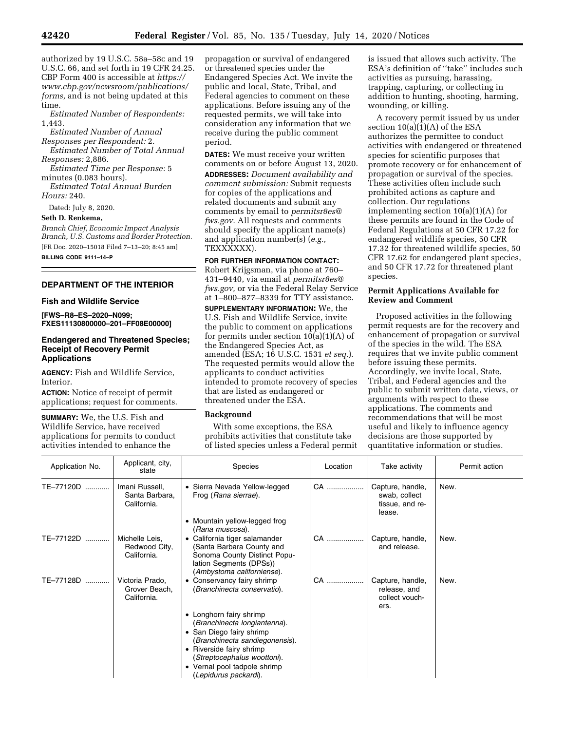authorized by 19 U.S.C. 58a–58c and 19 U.S.C. 66, and set forth in 19 CFR 24.25. CBP Form 400 is accessible at *https://www.cbp.gov/newsroom/publications/forms,* and is not being updated at this time.

*Estimated Number of Respondents:* 1,443.

*Estimated Number of Annual Responses per Respondent:* 2.

*Estimated Number of Total Annual Responses:* 2,886.

*Estimated Time per Response:* 5 minutes (0.083 hours).

*Estimated Total Annual Burden Hours:* 240.

Dated: July 8, 2020.

**Seth D. Renkema,**

*Branch Chief, Economic Impact Analysis Branch, U.S. Customs and Border Protection.*

[FR Doc. 2020–15018 Filed 7–13–20; 8:45 am]

**BILLING CODE 9111–14–P**

## DEPARTMENT OF THE INTERIOR

### Fish and Wildlife Service

**[FWS–R8–ES–2020–N099; FXES11130800000–201–FF08E00000]**

### Endangered and Threatened Species; Receipt of Recovery Permit Applications

**AGENCY:** Fish and Wildlife Service, Interior.

**ACTION:** Notice of receipt of permit applications; request for comments.

**SUMMARY:** We, the U.S. Fish and Wildlife Service, have received applications for permits to conduct activities intended to enhance the propagation or survival of endangered or threatened species under the Endangered Species Act. We invite the public and local, State, Tribal, and Federal agencies to comment on these applications. Before issuing any of the requested permits, we will take into consideration any information that we receive during the public comment period.

**DATES:** We must receive your written comments on or before August 13, 2020.

**ADDRESSES:** *Document availability and comment submission:* Submit requests for copies of the applications and related documents and submit any comments by email to *permitsr8es@fws.gov.* All requests and comments should specify the applicant name(s) and application number(s) (*e.g.,* TEXXXXXX).

**FOR FURTHER INFORMATION CONTACT:** Robert Krijgsman, via phone at 760–431–9440, via email at *permitsr8es@fws.gov,* or via the Federal Relay Service at 1–800–877–8339 for TTY assistance.

**SUPPLEMENTARY INFORMATION:** We, the U.S. Fish and Wildlife Service, invite the public to comment on applications for permits under section 10(a)(1)(A) of the Endangered Species Act, as amended (ESA; 16 U.S.C. 1531 *et seq.*). The requested permits would allow the applicants to conduct activities intended to promote recovery of species that are listed as endangered or threatened under the ESA.

#### Background

With some exceptions, the ESA prohibits activities that constitute take of listed species unless a Federal permit is issued that allows such activity. The ESA's definition of "take" includes such activities as pursuing, harassing, trapping, capturing, or collecting in addition to hunting, shooting, harming, wounding, or killing.

A recovery permit issued by us under section 10(a)(1)(A) of the ESA authorizes the permittee to conduct activities with endangered or threatened species for scientific purposes that promote recovery or for enhancement of propagation or survival of the species. These activities often include such prohibited actions as capture and collection. Our regulations implementing section 10(a)(1)(A) for these permits are found in the Code of Federal Regulations at 50 CFR 17.22 for endangered wildlife species, 50 CFR 17.32 for threatened wildlife species, 50 CFR 17.62 for endangered plant species, and 50 CFR 17.72 for threatened plant species.

#### Permit Applications Available for Review and Comment

Proposed activities in the following permit requests are for the recovery and enhancement of propagation or survival of the species in the wild. The ESA requires that we invite public comment before issuing these permits. Accordingly, we invite local, State, Tribal, and Federal agencies and the public to submit written data, views, or arguments with respect to these applications. The comments and recommendations that will be most useful and likely to influence agency decisions are those supported by quantitative information or studies.

| Application No. | Applicant, city, state | Species | Location | Take activity | Permit action |
|---|---|---|---|---|---|
| TE–77120D | Imani Russell, Santa Barbara, California. | • Sierra Nevada Yellow-legged Frog (*Rana sierrae*). • Mountain yellow-legged frog (*Rana muscosa*). | CA | Capture, handle, swab, collect tissue, and release. | New. |
| TE–77122D | Michelle Leis, Redwood City, California. | • California tiger salamander (Santa Barbara County and Sonoma County Distinct Population Segments (DPSs)) (*Ambystoma californiense*). | CA | Capture, handle, and release. | New. |
| TE–77128D | Victoria Prado, Grover Beach, California. | • Conservancy fairy shrimp (*Branchinecta conservatio*). • Longhorn fairy shrimp (*Branchinecta longiantenna*). • San Diego fairy shrimp (*Branchinecta sandiegonensis*). • Riverside fairy shrimp (*Streptocephalus wootoni*). • Vernal pool tadpole shrimp (*Lepidurus packardi*). | CA | Capture, handle, release, and collect vouchers. | New. |